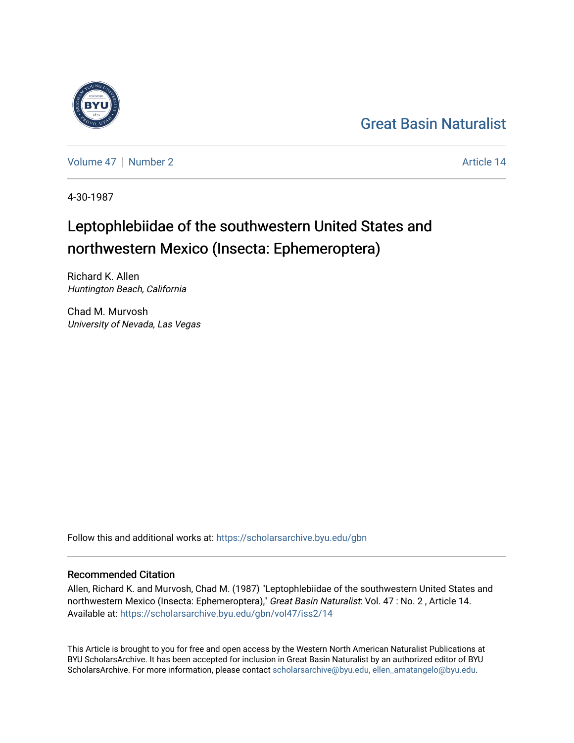Great Basin Naturalist

Volume 47 | Number 2 | Article 14

4-30-1987

# Leptophlebiidae of the southwestern United States and northwestern Mexico (Insecta: Ephemeroptera)

Richard K. Allen
*Huntington Beach, California*

Chad M. Murvosh
*University of Nevada, Las Vegas*

Follow this and additional works at: https://scholarsarchive.byu.edu/gbn

## Recommended Citation

Allen, Richard K. and Murvosh, Chad M. (1987) "Leptophlebiidae of the southwestern United States and northwestern Mexico (Insecta: Ephemeroptera)," *Great Basin Naturalist*: Vol. 47 : No. 2 , Article 14.
Available at: https://scholarsarchive.byu.edu/gbn/vol47/iss2/14

This Article is brought to you for free and open access by the Western North American Naturalist Publications at BYU ScholarsArchive. It has been accepted for inclusion in Great Basin Naturalist by an authorized editor of BYU ScholarsArchive. For more information, please contact scholarsarchive@byu.edu, ellen_amatangelo@byu.edu.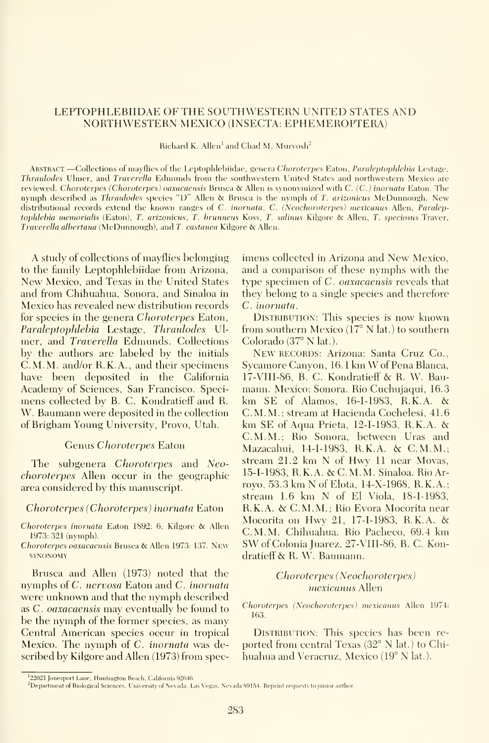# LEPTOPHLEBIIDAE OF THE SOUTHWESTERN UNITED STATES AND NORTHWESTERN MEXICO (INSECTA: EPHEMEROPTERA)

Richard K. Allen[1] and Chad M. Murvosh[2]

Abstract.—Collections of mayflies of the Leptophlebiidae, genera *Choroterpes* Eaton, *Paraleptophlebia* Lestage, *Thraulodes* Ulmer, and *Traverella* Edmunds from the southwestern United States and northwestern Mexico are reviewed. *Choroterpes (Choroterpes) oaxacaensis* Brusca & Allen is synonymized with *C. (C.) inornata* Eaton. The nymph described as *Thraulodes* species "D" Allen & Brusca is the nymph of *T. arizonicus* McDunnough. New distributional records extend the known ranges of *C. inornata*, *C. (Neochoroterpes) mexicanus* Allen, *Paraleptophlebia memorialis* (Eaton), *T. arizonicus*, *T. brunneus* Koss, *T. salinus* Kilgore & Allen, *T. speciosus* Traver, *Traverella albertana* (McDunnough), and *T. castanea* Kilgore & Allen.

A study of collections of mayflies belonging to the family Leptophlebiidae from Arizona, New Mexico, and Texas in the United States and from Chihuahua, Sonora, and Sinaloa in Mexico has revealed new distribution records for species in the genera *Choroterpes* Eaton, *Paraleptophlebia* Lestage, *Thraulodes* Ulmer, and *Traverella* Edmunds. Collections by the authors are labeled by the initials C.M.M. and/or R.K.A., and their specimens have been deposited in the California Academy of Sciences, San Francisco. Specimens collected by B. C. Kondratieff and R. W. Baumann were deposited in the collection of Brigham Young University, Provo, Utah.

## Genus *Choroterpes* Eaton

The subgenera *Choroterpes* and *Neochoroterpes* Allen occur in the geographic area considered by this manuscript.

### *Choroterpes (Choroterpes) inornata* Eaton

*Choroterpes inornata* Eaton 1892: 6; Kilgore & Allen 1973: 321 (nymph).

*Choroterpes oaxacaensis* Brusca & Allen 1973: 137. New synonomy

Brusca and Allen (1973) noted that the nymphs of *C. nervosa* Eaton and *C. inornata* were unknown and that the nymph described as *C. oaxacaensis* may eventually be found to be the nymph of the former species, as many Central American species occur in tropical Mexico. The nymph of *C. inornata* was described by Kilgore and Allen (1973) from specimens collected in Arizona and New Mexico, and a comparison of these nymphs with the type specimen of *C. oaxacaensis* reveals that they belong to a single species and therefore *C. inornata*.

Distribution: This species is now known from southern Mexico (17° N lat.) to southern Colorado (37° N lat.).

New records: Arizona: Santa Cruz Co., Sycamore Canyon, 16.1 km W of Pena Blanca, 17-VIII-86, B. C. Kondratieff & R. W. Baumann. Mexico: Sonora. Rio Cuchujaqui, 16.3 km SE of Alamos, 16-I-1983, R.K.A. & C.M.M.; stream at Hacienda Cochelesi, 41.6 km SE of Aqua Prieta, 12-I-1983, R.K.A. & C.M.M.; Rio Sonora, between Uras and Mazacahui, 14-I-1983, R.K.A. & C.M.M.; stream 21.2 km N of Hwy 11 near Movas, 15-I-1983, R.K.A. & C.M.M. Sinaloa. Rio Arroyo, 53.3 km N of Elota, 14-X-1968, R.K.A.; stream 1.6 km N of El Viola, 18-I-1983, R.K.A. & C.M.M.; Rio Evora Mocorita near Mocorita on Hwy 21, 17-I-1983, R.K.A. & C.M.M. Chihuahua. Rio Pacheco, 69.4 km SW of Colonia Juarez, 27-VIII-86, B. C. Kondratieff & R. W. Baumann.

### *Choroterpes (Neochoroterpes) mexicanus* Allen

*Choroterpes (Neochoroterpes) mexicanus* Allen 1974: 163.

Distribution: This species has been reported from central Texas (32° N lat.) to Chihuahua and Veracruz, Mexico (19° N lat.).

[1] 22021 Jonesport Lane, Huntington Beach, California 92646.

[2] Department of Biological Sciences, University of Nevada, Las Vegas, Nevada 89154. Reprint requests to junior author.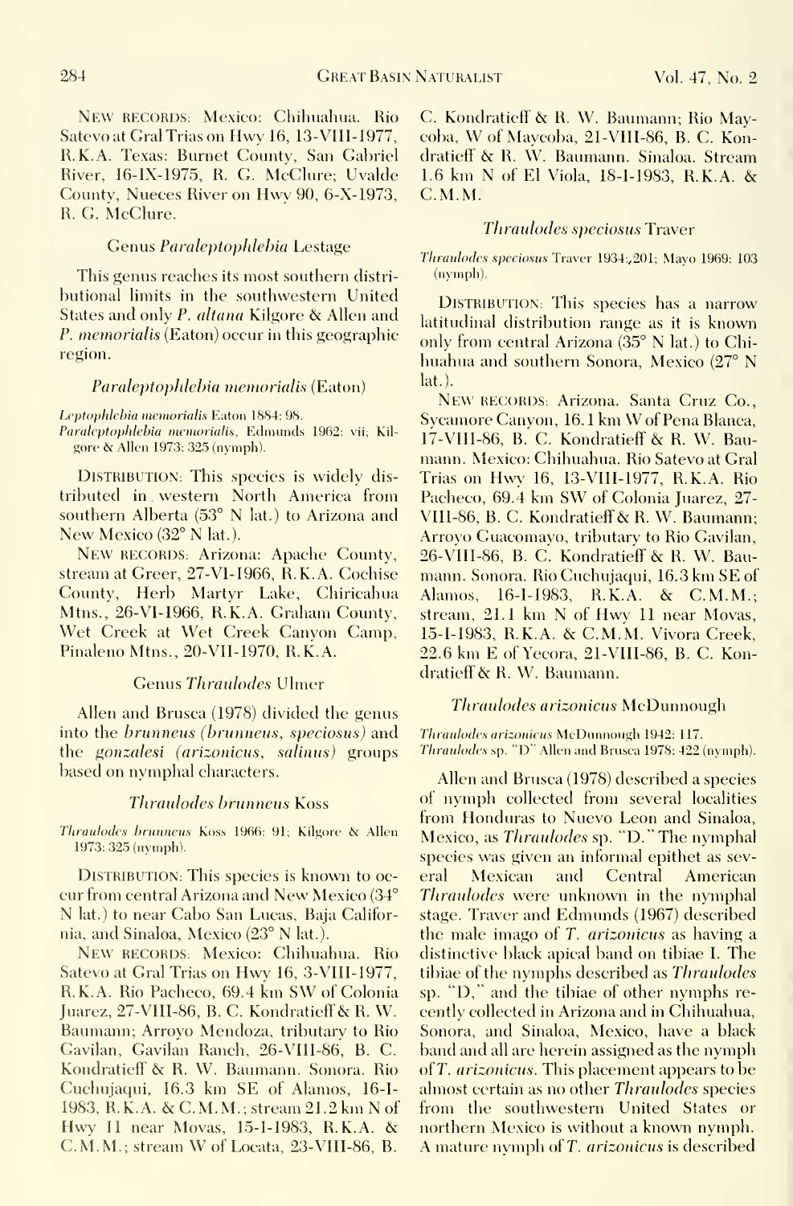New records: Mexico: Chihuahua. Rio Satevo at Gral Trias on Hwy 16, 13-VIII-1977, R.K.A. Texas: Burnet County, San Gabriel River, 16-IX-1975, R. G. McClure; Uvalde County, Nueces River on Hwy 90, 6-X-1973, R. G. McClure.

## Genus *Paraleptophlebia* Lestage

This genus reaches its most southern distributional limits in the southwestern United States and only *P. altana* Kilgore & Allen and *P. memorialis* (Eaton) occur in this geographic region.

### *Paraleptophlebia memorialis* (Eaton)

*Leptophlebia memorialis* Eaton 1884: 98.
*Paraleptophlebia memorialis*, Edmunds 1962: vii; Kilgore & Allen 1973: 325 (nymph).

Distribution: This species is widely distributed in western North America from southern Alberta (53° N lat.) to Arizona and New Mexico (32° N lat.).

New records: Arizona: Apache County, stream at Greer, 27-VI-1966, R.K.A. Cochise County, Herb Martyr Lake, Chiricahua Mtns., 26-VI-1966, R.K.A. Graham County, Wet Creek at Wet Creek Canyon Camp, Pinaleno Mtns., 20-VII-1970, R.K.A.

## Genus *Thraulodes* Ulmer

Allen and Brusca (1978) divided the genus into the *brunneus* (*brunneus, speciosus*) and the *gonzalesi* (*arizonicus, salinus*) groups based on nymphal characters.

### *Thraulodes brunneus* Koss

*Thraulodes brunneus* Koss 1966: 91; Kilgore & Allen 1973: 325 (nymph).

Distribution: This species is known to occur from central Arizona and New Mexico (34° N lat.) to near Cabo San Lucas, Baja California, and Sinaloa, Mexico (23° N lat.).

New records: Mexico: Chihuahua. Rio Satevo at Gral Trias on Hwy 16, 3-VIII-1977, R.K.A. Rio Pacheco, 69.4 km SW of Colonia Juarez, 27-VIII-86, B. C. Kondratieff & R. W. Baumann; Arroyo Mendoza, tributary to Rio Gavilan, Gavilan Ranch, 26-VIII-86, B. C. Kondratieff & R. W. Baumann. Sonora. Rio Cuchujaqui, 16.3 km SE of Alamos, 16-I-1983, R.K.A. & C.M.M.; stream 21.2 km N of Hwy 11 near Movas, 15-I-1983, R.K.A. & C.M.M.; stream W of Locata, 23-VIII-86, B. C. Kondratieff & R. W. Baumann; Rio Maycoba, W of Maycoba, 21-VIII-86, B. C. Kondratieff & R. W. Baumann. Sinaloa. Stream 1.6 km N of El Viola, 18-I-1983, R.K.A. & C.M.M.

### *Thraulodes speciosus* Traver

*Thraulodes speciosus* Traver 1934: 201; Mayo 1969: 103 (nymph).

Distribution: This species has a narrow latitudinal distribution range as it is known only from central Arizona (35° N lat.) to Chihuahua and southern Sonora, Mexico (27° N lat.).

New records: Arizona. Santa Cruz Co., Sycamore Canyon, 16.1 km W of Pena Blanca, 17-VIII-86, B. C. Kondratieff & R. W. Baumann. Mexico: Chihuahua. Rio Satevo at Gral Trias on Hwy 16, 13-VIII-1977, R.K.A. Rio Pacheco, 69.4 km SW of Colonia Juarez, 27-VIII-86, B. C. Kondratieff & R. W. Baumann; Arroyo Guacomayo, tributary to Rio Gavilan, 26-VIII-86, B. C. Kondratieff & R. W. Baumann. Sonora. Rio Cuchujaqui, 16.3 km SE of Alamos, 16-I-1983, R.K.A. & C.M.M.; stream, 21.1 km N of Hwy 11 near Movas, 15-I-1983, R.K.A. & C.M.M. Vivora Creek, 22.6 km E of Yecora, 21-VIII-86, B. C. Kondratieff & R. W. Baumann.

### *Thraulodes arizonicus* McDunnough

*Thraulodes arizonicus* McDunnough 1942: 117.
*Thraulodes* sp. "D" Allen and Brusca 1978: 422 (nymph).

Allen and Brusca (1978) described a species of nymph collected from several localities from Honduras to Nuevo Leon and Sinaloa, Mexico, as *Thraulodes* sp. "D." The nymphal species was given an informal epithet as several Mexican and Central American *Thraulodes* were unknown in the nymphal stage. Traver and Edmunds (1967) described the male imago of *T. arizonicus* as having a distinctive black apical band on tibiae I. The tibiae of the nymphs described as *Thraulodes* sp. "D," and the tibiae of other nymphs recently collected in Arizona and in Chihuahua, Sonora, and Sinaloa, Mexico, have a black band and all are herein assigned as the nymph of *T. arizonicus*. This placement appears to be almost certain as no other *Thraulodes* species from the southwestern United States or northern Mexico is without a known nymph. A mature nymph of *T. arizonicus* is described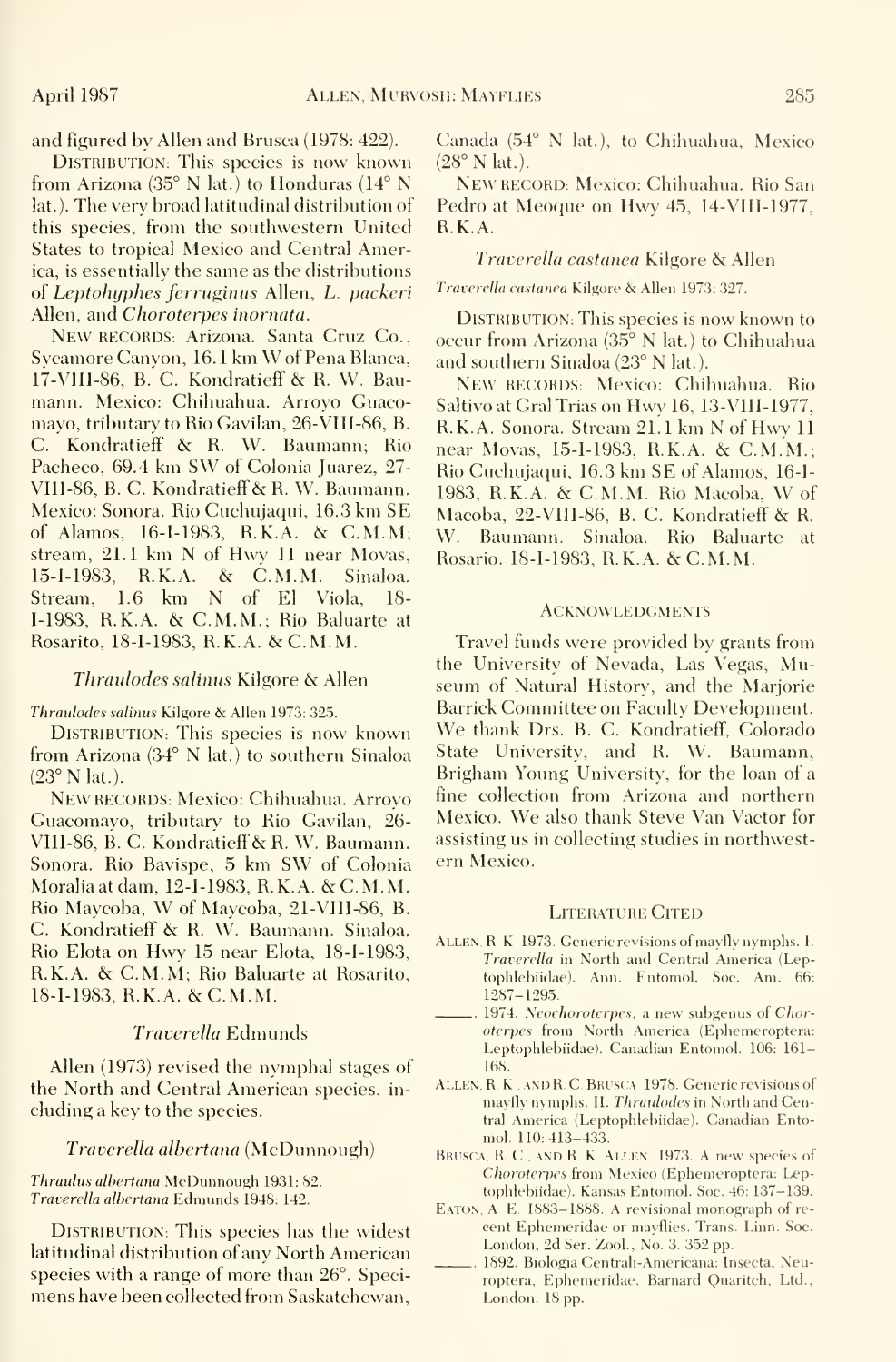and figured by Allen and Brusca (1978: 422).

DISTRIBUTION: This species is now known from Arizona (35° N lat.) to Honduras (14° N lat.). The very broad latitudinal distribution of this species, from the southwestern United States to tropical Mexico and Central America, is essentially the same as the distributions of *Leptohyphes ferruginus* Allen, *L. packeri* Allen, and *Choroterpes inornata*.

NEW RECORDS: Arizona. Santa Cruz Co., Sycamore Canyon, 16.1 km W of Pena Blanca, 17-VIII-86, B. C. Kondratieff & R. W. Baumann. Mexico: Chihuahua. Arroyo Guacomayo, tributary to Rio Gavilan, 26-VIII-86, B. C. Kondratieff & R. W. Baumann; Rio Pacheco, 69.4 km SW of Colonia Juarez, 27-VIII-86, B. C. Kondratieff & R. W. Baumann. Mexico: Sonora. Rio Cuchujaqui, 16.3 km SE of Alamos, 16-I-1983, R.K.A. & C.M.M; stream, 21.1 km N of Hwy 11 near Movas, 15-I-1983, R.K.A. & C.M.M. Sinaloa. Stream, 1.6 km N of El Viola, 18-I-1983, R.K.A. & C.M.M.; Rio Baluarte at Rosarito, 18-I-1983, R.K.A. & C.M.M.

### *Thraulodes salinus* Kilgore & Allen

*Thraulodes salinus* Kilgore & Allen 1973: 325.

DISTRIBUTION: This species is now known from Arizona (34° N lat.) to southern Sinaloa (23° N lat.).

NEW RECORDS: Mexico: Chihuahua. Arroyo Guacomayo, tributary to Rio Gavilan, 26-VIII-86, B. C. Kondratieff & R. W. Baumann. Sonora. Rio Bavispe, 5 km SW of Colonia Moralia at dam, 12-I-1983, R.K.A. & C.M.M. Rio Maycoba, W of Maycoba, 21-VIII-86, B. C. Kondratieff & R. W. Baumann. Sinaloa. Rio Elota on Hwy 15 near Elota, 18-I-1983, R.K.A. & C.M.M; Rio Baluarte at Rosarito, 18-I-1983, R.K.A. & C.M.M.

### *Traverella* Edmunds

Allen (1973) revised the nymphal stages of the North and Central American species, including a key to the species.

### *Traverella albertana* (McDunnough)

*Thraulus albertana* McDunnough 1931: 82.
*Traverella albertana* Edmunds 1948: 142.

DISTRIBUTION: This species has the widest latitudinal distribution of any North American species with a range of more than 26°. Specimens have been collected from Saskatchewan, Canada (54° N lat.), to Chihuahua, Mexico (28° N lat.).

NEW RECORD: Mexico: Chihuahua. Rio San Pedro at Meoque on Hwy 45, 14-VIII-1977, R.K.A.

### *Traverella castanea* Kilgore & Allen

*Traverella castanea* Kilgore & Allen 1973: 327.

DISTRIBUTION: This species is now known to occur from Arizona (35° N lat.) to Chihuahua and southern Sinaloa (23° N lat.).

NEW RECORDS: Mexico: Chihuahua. Rio Saltivo at Gral Trias on Hwy 16, 13-VIII-1977, R.K.A. Sonora. Stream 21.1 km N of Hwy 11 near Movas, 15-I-1983, R.K.A. & C.M.M.; Rio Cuchujaqui, 16.3 km SE of Alamos, 16-I-1983, R.K.A. & C.M.M. Rio Macoba, W of Macoba, 22-VIII-86, B. C. Kondratieff & R. W. Baumann. Sinaloa. Rio Baluarte at Rosario. 18-I-1983, R.K.A. & C.M.M.

## ACKNOWLEDGMENTS

Travel funds were provided by grants from the University of Nevada, Las Vegas, Museum of Natural History, and the Marjorie Barrick Committee on Faculty Development. We thank Drs. B. C. Kondratieff, Colorado State University, and R. W. Baumann, Brigham Young University, for the loan of a fine collection from Arizona and northern Mexico. We also thank Steve Van Vactor for assisting us in collecting studies in northwestern Mexico.

## LITERATURE CITED

ALLEN, R. K. 1973. Generic revisions of mayfly nymphs. I. *Traverella* in North and Central America (Leptophlebiidae). Ann. Entomol. Soc. Am. 66: 1287–1295.

———. 1974. *Neochoroterpes*, a new subgenus of *Choroterpes* from North America (Ephemeroptera: Leptophlebiidae). Canadian Entomol. 106: 161–168.

ALLEN, R. K., AND R. C. BRUSCA. 1978. Generic revisions of mayfly nymphs. II. *Thraulodes* in North and Central America (Leptophlebiidae). Canadian Entomol. 110: 413–433.

BRUSCA, R. C., AND R. K. ALLEN. 1973. A new species of *Choroterpes* from Mexico (Ephemeroptera: Leptophlebiidae). Kansas Entomol. Soc. 46: 137–139.

EATON, A. E. 1883–1888. A revisional monograph of recent Ephemeridae or mayflies. Trans. Linn. Soc. London, 2d Ser. Zool., No. 3. 352 pp.

———. 1892. Biologia Centrali-Americana: Insecta, Neuroptera, Ephemeridae. Barnard Quaritch, Ltd., London. 18 pp.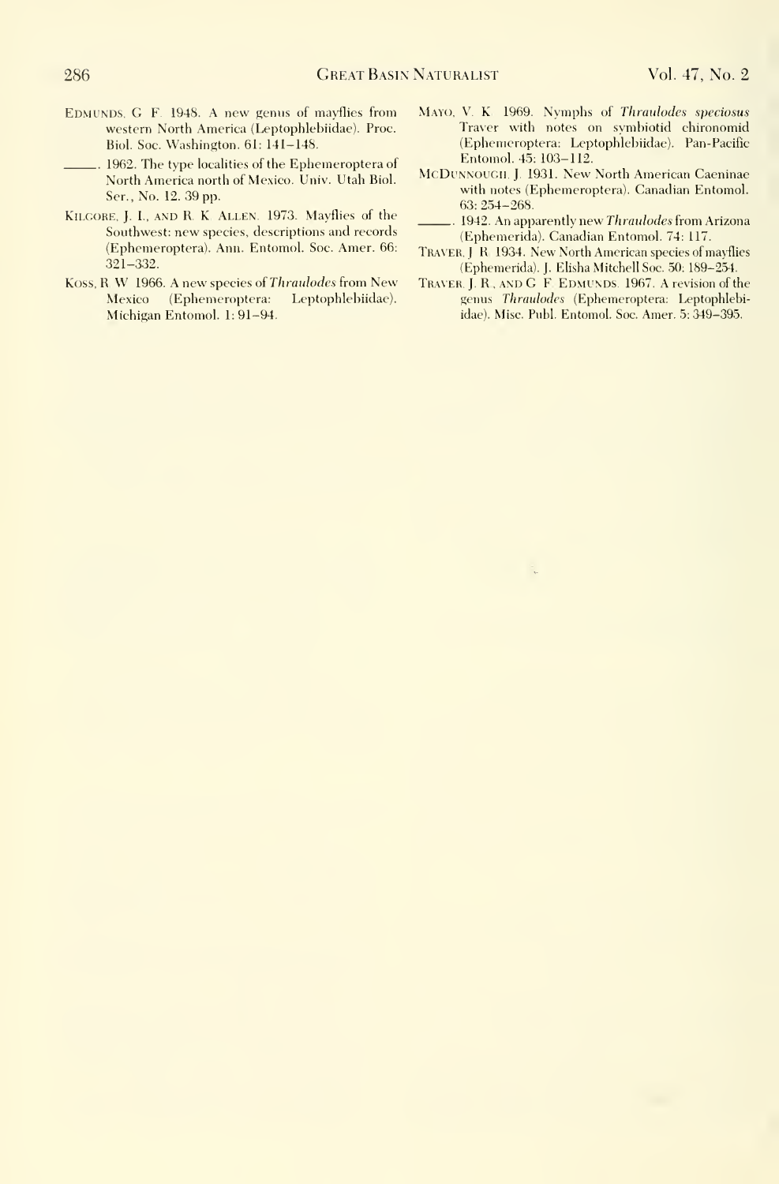Edmunds, G. F. 1948. A new genus of mayflies from western North America (Leptophlebiidae). Proc. Biol. Soc. Washington. 61: 141–148.

\_\_\_\_\_. 1962. The type localities of the Ephemeroptera of North America north of Mexico. Univ. Utah Biol. Ser., No. 12. 39 pp.

Kilgore, J. I., and R. K. Allen. 1973. Mayflies of the Southwest: new species, descriptions and records (Ephemeroptera). Ann. Entomol. Soc. Amer. 66: 321–332.

Koss, R. W. 1966. A new species of *Thraulodes* from New Mexico (Ephemeroptera: Leptophlebiidae). Michigan Entomol. 1: 91–94.

Mayo, V. K. 1969. Nymphs of *Thraulodes speciosus* Traver with notes on symbiotid chironomid (Ephemeroptera: Leptophlebiidae). Pan-Pacific Entomol. 45: 103–112.

McDunnough, J. 1931. New North American Caeninae with notes (Ephemeroptera). Canadian Entomol. 63: 254–268.

\_\_\_\_\_. 1942. An apparently new *Thraulodes* from Arizona (Ephemerida). Canadian Entomol. 74: 117.

Traver, J. R. 1934. New North American species of mayflies (Ephemerida). J. Elisha Mitchell Soc. 50: 189–254.

Traver, J. R., and G. F. Edmunds. 1967. A revision of the genus *Thraulodes* (Ephemeroptera: Leptophlebiidae). Misc. Publ. Entomol. Soc. Amer. 5: 349–395.